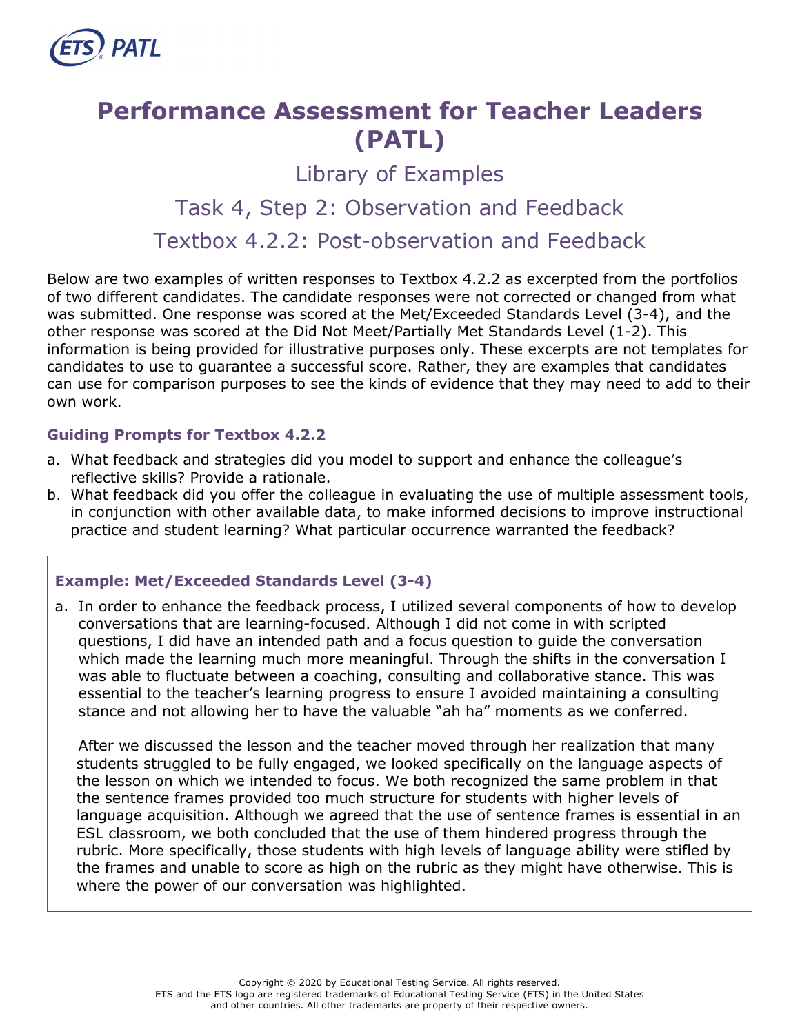# Performance Assessment for Teacher Leaders (PATL)

## Library of Examples

## Task 4, Step 2: Observation and Feedback

## Textbox 4.2.2: Post-observation and Feedback

Below are two examples of written responses to Textbox 4.2.2 as excerpted from the portfolios of two different candidates. The candidate responses were not corrected or changed from what was submitted. One response was scored at the Met/Exceeded Standards Level (3-4), and the other response was scored at the Did Not Meet/Partially Met Standards Level (1-2). This information is being provided for illustrative purposes only. These excerpts are not templates for candidates to use to guarantee a successful score. Rather, they are examples that candidates can use for comparison purposes to see the kinds of evidence that they may need to add to their own work.

### Guiding Prompts for Textbox 4.2.2

a. What feedback and strategies did you model to support and enhance the colleague's reflective skills? Provide a rationale.
b. What feedback did you offer the colleague in evaluating the use of multiple assessment tools, in conjunction with other available data, to make informed decisions to improve instructional practice and student learning? What particular occurrence warranted the feedback?

### Example: Met/Exceeded Standards Level (3-4)

a. In order to enhance the feedback process, I utilized several components of how to develop conversations that are learning-focused. Although I did not come in with scripted questions, I did have an intended path and a focus question to guide the conversation which made the learning much more meaningful. Through the shifts in the conversation I was able to fluctuate between a coaching, consulting and collaborative stance. This was essential to the teacher's learning progress to ensure I avoided maintaining a consulting stance and not allowing her to have the valuable "ah ha" moments as we conferred.

   After we discussed the lesson and the teacher moved through her realization that many students struggled to be fully engaged, we looked specifically on the language aspects of the lesson on which we intended to focus. We both recognized the same problem in that the sentence frames provided too much structure for students with higher levels of language acquisition. Although we agreed that the use of sentence frames is essential in an ESL classroom, we both concluded that the use of them hindered progress through the rubric. More specifically, those students with high levels of language ability were stifled by the frames and unable to score as high on the rubric as they might have otherwise. This is where the power of our conversation was highlighted.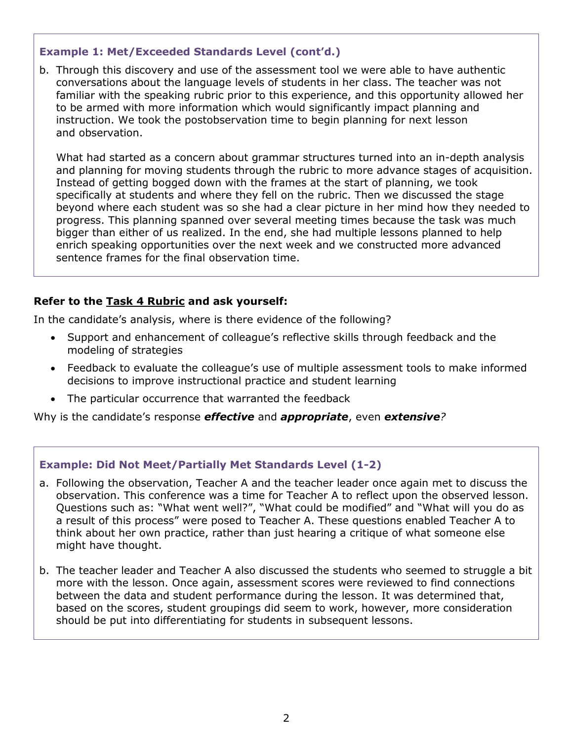### Example 1: Met/Exceeded Standards Level (cont'd.)

b. Through this discovery and use of the assessment tool we were able to have authentic conversations about the language levels of students in her class. The teacher was not familiar with the speaking rubric prior to this experience, and this opportunity allowed her to be armed with more information which would significantly impact planning and instruction. We took the postobservation time to begin planning for next lesson and observation.

   What had started as a concern about grammar structures turned into an in-depth analysis and planning for moving students through the rubric to more advance stages of acquisition. Instead of getting bogged down with the frames at the start of planning, we took specifically at students and where they fell on the rubric. Then we discussed the stage beyond where each student was so she had a clear picture in her mind how they needed to progress. This planning spanned over several meeting times because the task was much bigger than either of us realized. In the end, she had multiple lessons planned to help enrich speaking opportunities over the next week and we constructed more advanced sentence frames for the final observation time.

**Refer to the <u>Task 4 Rubric</u> and ask yourself:**

In the candidate's analysis, where is there evidence of the following?

- Support and enhancement of colleague's reflective skills through feedback and the modeling of strategies
- Feedback to evaluate the colleague's use of multiple assessment tools to make informed decisions to improve instructional practice and student learning
- The particular occurrence that warranted the feedback

Why is the candidate's response ***effective*** and ***appropriate***, even ***extensive****?*

### Example: Did Not Meet/Partially Met Standards Level (1-2)

a. Following the observation, Teacher A and the teacher leader once again met to discuss the observation. This conference was a time for Teacher A to reflect upon the observed lesson. Questions such as: "What went well?", "What could be modified" and "What will you do as a result of this process" were posed to Teacher A. These questions enabled Teacher A to think about her own practice, rather than just hearing a critique of what someone else might have thought.

b. The teacher leader and Teacher A also discussed the students who seemed to struggle a bit more with the lesson. Once again, assessment scores were reviewed to find connections between the data and student performance during the lesson. It was determined that, based on the scores, student groupings did seem to work, however, more consideration should be put into differentiating for students in subsequent lessons.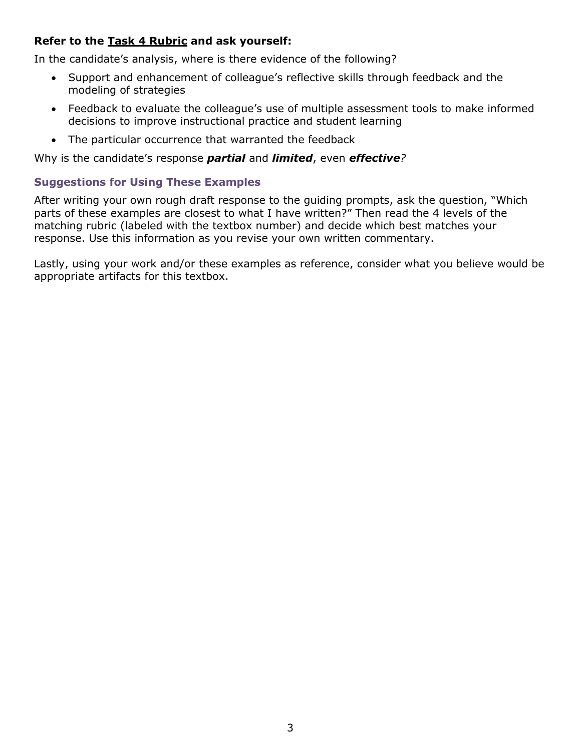**Refer to the Task 4 Rubric and ask yourself:**

In the candidate's analysis, where is there evidence of the following?

- Support and enhancement of colleague's reflective skills through feedback and the modeling of strategies
- Feedback to evaluate the colleague's use of multiple assessment tools to make informed decisions to improve instructional practice and student learning
- The particular occurrence that warranted the feedback

Why is the candidate's response ***partial*** and ***limited***, even ***effective****?*

### Suggestions for Using These Examples

After writing your own rough draft response to the guiding prompts, ask the question, "Which parts of these examples are closest to what I have written?" Then read the 4 levels of the matching rubric (labeled with the textbox number) and decide which best matches your response. Use this information as you revise your own written commentary.

Lastly, using your work and/or these examples as reference, consider what you believe would be appropriate artifacts for this textbox.